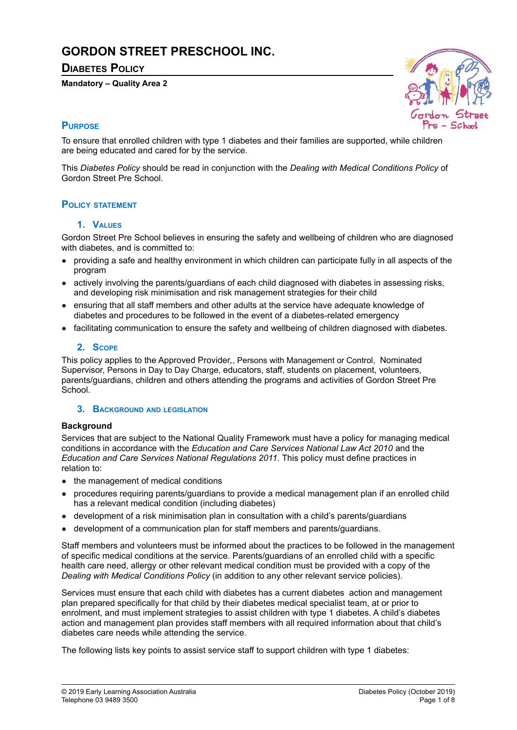# GORDON STREET PRESCHOOL INC.

## Diabetes Policy

**Mandatory – Quality Area 2**

## Purpose

To ensure that enrolled children with type 1 diabetes and their families are supported, while children are being educated and cared for by the service.

This *Diabetes Policy* should be read in conjunction with the *Dealing with Medical Conditions Policy* of Gordon Street Pre School.

## Policy statement

### 1. Values

Gordon Street Pre School believes in ensuring the safety and wellbeing of children who are diagnosed with diabetes, and is committed to:

- providing a safe and healthy environment in which children can participate fully in all aspects of the program
- actively involving the parents/guardians of each child diagnosed with diabetes in assessing risks, and developing risk minimisation and risk management strategies for their child
- ensuring that all staff members and other adults at the service have adequate knowledge of diabetes and procedures to be followed in the event of a diabetes-related emergency
- facilitating communication to ensure the safety and wellbeing of children diagnosed with diabetes.

### 2. Scope

This policy applies to the Approved Provider,, Persons with Management or Control, Nominated Supervisor, Persons in Day to Day Charge, educators, staff, students on placement, volunteers, parents/guardians, children and others attending the programs and activities of Gordon Street Pre School.

### 3. Background and legislation

**Background**

Services that are subject to the National Quality Framework must have a policy for managing medical conditions in accordance with the *Education and Care Services National Law Act 2010* and the *Education and Care Services National Regulations 2011*. This policy must define practices in relation to:

- the management of medical conditions
- procedures requiring parents/guardians to provide a medical management plan if an enrolled child has a relevant medical condition (including diabetes)
- development of a risk minimisation plan in consultation with a child's parents/guardians
- development of a communication plan for staff members and parents/guardians.

Staff members and volunteers must be informed about the practices to be followed in the management of specific medical conditions at the service. Parents/guardians of an enrolled child with a specific health care need, allergy or other relevant medical condition must be provided with a copy of the *Dealing with Medical Conditions Policy* (in addition to any other relevant service policies).

Services must ensure that each child with diabetes has a current diabetes action and management plan prepared specifically for that child by their diabetes medical specialist team, at or prior to enrolment, and must implement strategies to assist children with type 1 diabetes. A child's diabetes action and management plan provides staff members with all required information about that child's diabetes care needs while attending the service.

The following lists key points to assist service staff to support children with type 1 diabetes: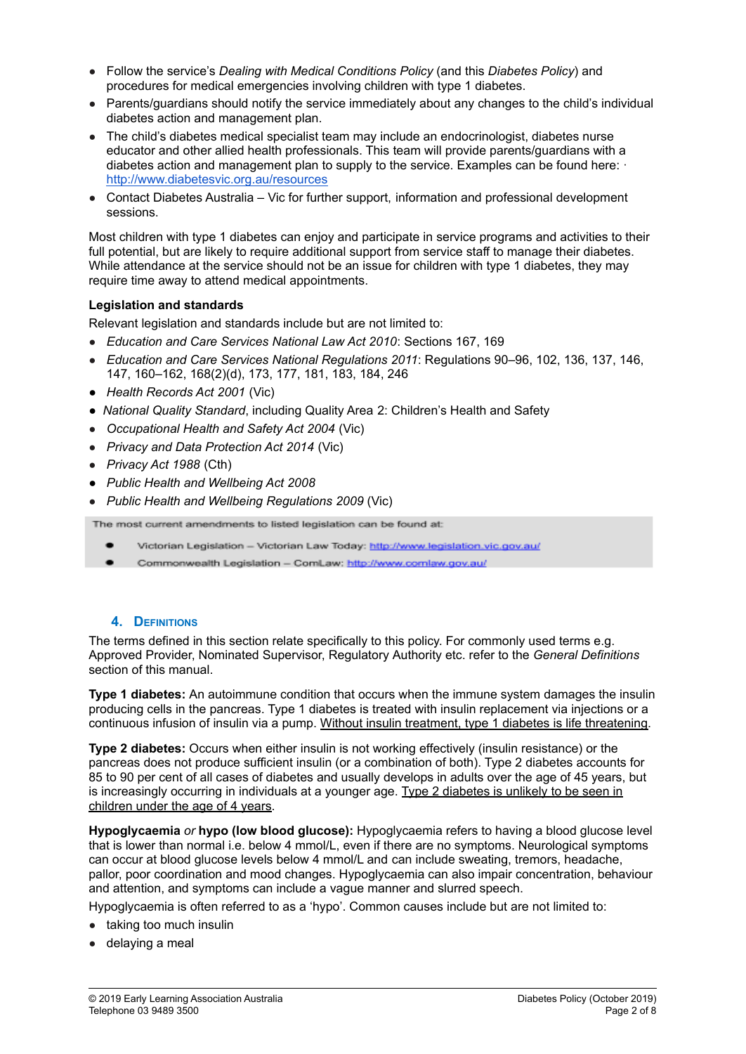- Follow the service's *Dealing with Medical Conditions Policy* (and this *Diabetes Policy*) and procedures for medical emergencies involving children with type 1 diabetes.
- Parents/guardians should notify the service immediately about any changes to the child's individual diabetes action and management plan.
- The child's diabetes medical specialist team may include an endocrinologist, diabetes nurse educator and other allied health professionals. This team will provide parents/guardians with a diabetes action and management plan to supply to the service. Examples can be found here: · http://www.diabetesvic.org.au/resources
- Contact Diabetes Australia – Vic for further support, information and professional development sessions.

Most children with type 1 diabetes can enjoy and participate in service programs and activities to their full potential, but are likely to require additional support from service staff to manage their diabetes. While attendance at the service should not be an issue for children with type 1 diabetes, they may require time away to attend medical appointments.

**Legislation and standards**

Relevant legislation and standards include but are not limited to:

- *Education and Care Services National Law Act 2010*: Sections 167, 169
- *Education and Care Services National Regulations 2011*: Regulations 90–96, 102, 136, 137, 146, 147, 160–162, 168(2)(d), 173, 177, 181, 183, 184, 246
- *Health Records Act 2001* (Vic)
- *National Quality Standard*, including Quality Area 2: Children's Health and Safety
- *Occupational Health and Safety Act 2004* (Vic)
- *Privacy and Data Protection Act 2014* (Vic)
- *Privacy Act 1988* (Cth)
- *Public Health and Wellbeing Act 2008*
- *Public Health and Wellbeing Regulations 2009* (Vic)

The most current amendments to listed legislation can be found at:

- Victorian Legislation – Victorian Law Today: http://www.legislation.vic.gov.au/
- Commonwealth Legislation – ComLaw: http://www.comlaw.gov.au/

## 4. Definitions

The terms defined in this section relate specifically to this policy. For commonly used terms e.g. Approved Provider, Nominated Supervisor, Regulatory Authority etc. refer to the *General Definitions* section of this manual.

**Type 1 diabetes:** An autoimmune condition that occurs when the immune system damages the insulin producing cells in the pancreas. Type 1 diabetes is treated with insulin replacement via injections or a continuous infusion of insulin via a pump. Without insulin treatment, type 1 diabetes is life threatening.

**Type 2 diabetes:** Occurs when either insulin is not working effectively (insulin resistance) or the pancreas does not produce sufficient insulin (or a combination of both). Type 2 diabetes accounts for 85 to 90 per cent of all cases of diabetes and usually develops in adults over the age of 45 years, but is increasingly occurring in individuals at a younger age. Type 2 diabetes is unlikely to be seen in children under the age of 4 years.

**Hypoglycaemia** *or* **hypo (low blood glucose):** Hypoglycaemia refers to having a blood glucose level that is lower than normal i.e. below 4 mmol/L, even if there are no symptoms. Neurological symptoms can occur at blood glucose levels below 4 mmol/L and can include sweating, tremors, headache, pallor, poor coordination and mood changes. Hypoglycaemia can also impair concentration, behaviour and attention, and symptoms can include a vague manner and slurred speech.

Hypoglycaemia is often referred to as a 'hypo'. Common causes include but are not limited to:

- taking too much insulin
- delaying a meal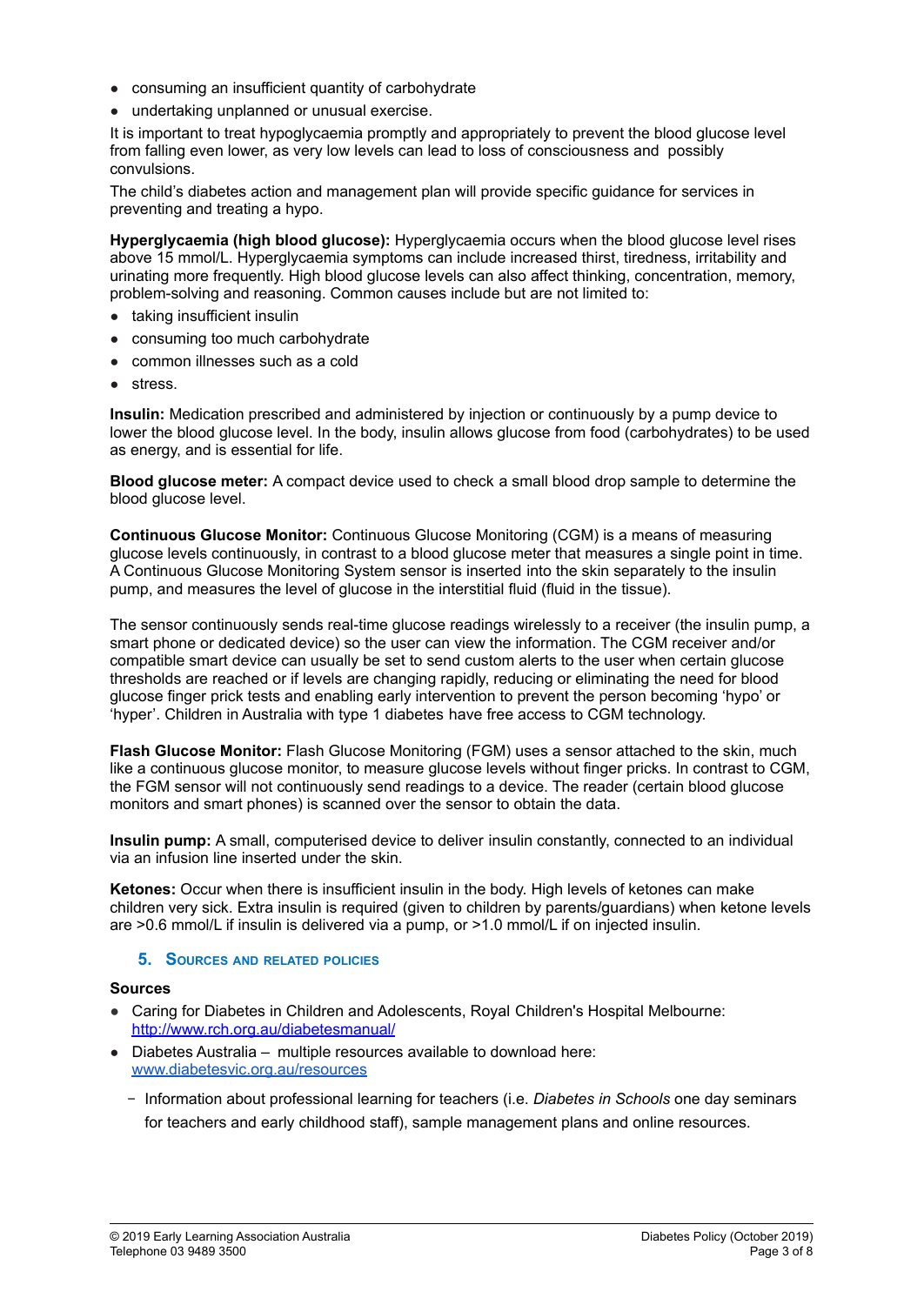- consuming an insufficient quantity of carbohydrate
- undertaking unplanned or unusual exercise.

It is important to treat hypoglycaemia promptly and appropriately to prevent the blood glucose level from falling even lower, as very low levels can lead to loss of consciousness and possibly convulsions.

The child's diabetes action and management plan will provide specific guidance for services in preventing and treating a hypo.

**Hyperglycaemia (high blood glucose):** Hyperglycaemia occurs when the blood glucose level rises above 15 mmol/L. Hyperglycaemia symptoms can include increased thirst, tiredness, irritability and urinating more frequently. High blood glucose levels can also affect thinking, concentration, memory, problem-solving and reasoning. Common causes include but are not limited to:

- taking insufficient insulin
- consuming too much carbohydrate
- common illnesses such as a cold
- stress.

**Insulin:** Medication prescribed and administered by injection or continuously by a pump device to lower the blood glucose level. In the body, insulin allows glucose from food (carbohydrates) to be used as energy, and is essential for life.

**Blood glucose meter:** A compact device used to check a small blood drop sample to determine the blood glucose level.

**Continuous Glucose Monitor:** Continuous Glucose Monitoring (CGM) is a means of measuring glucose levels continuously, in contrast to a blood glucose meter that measures a single point in time. A Continuous Glucose Monitoring System sensor is inserted into the skin separately to the insulin pump, and measures the level of glucose in the interstitial fluid (fluid in the tissue).

The sensor continuously sends real-time glucose readings wirelessly to a receiver (the insulin pump, a smart phone or dedicated device) so the user can view the information. The CGM receiver and/or compatible smart device can usually be set to send custom alerts to the user when certain glucose thresholds are reached or if levels are changing rapidly, reducing or eliminating the need for blood glucose finger prick tests and enabling early intervention to prevent the person becoming 'hypo' or 'hyper'. Children in Australia with type 1 diabetes have free access to CGM technology.

**Flash Glucose Monitor:** Flash Glucose Monitoring (FGM) uses a sensor attached to the skin, much like a continuous glucose monitor, to measure glucose levels without finger pricks. In contrast to CGM, the FGM sensor will not continuously send readings to a device. The reader (certain blood glucose monitors and smart phones) is scanned over the sensor to obtain the data.

**Insulin pump:** A small, computerised device to deliver insulin constantly, connected to an individual via an infusion line inserted under the skin.

**Ketones:** Occur when there is insufficient insulin in the body. High levels of ketones can make children very sick. Extra insulin is required (given to children by parents/guardians) when ketone levels are >0.6 mmol/L if insulin is delivered via a pump, or >1.0 mmol/L if on injected insulin.

## 5. Sources and related policies

### Sources

- Caring for Diabetes in Children and Adolescents, Royal Children's Hospital Melbourne: http://www.rch.org.au/diabetesmanual/
- Diabetes Australia – multiple resources available to download here: www.diabetesvic.org.au/resources
  - Information about professional learning for teachers (i.e. *Diabetes in Schools* one day seminars for teachers and early childhood staff), sample management plans and online resources.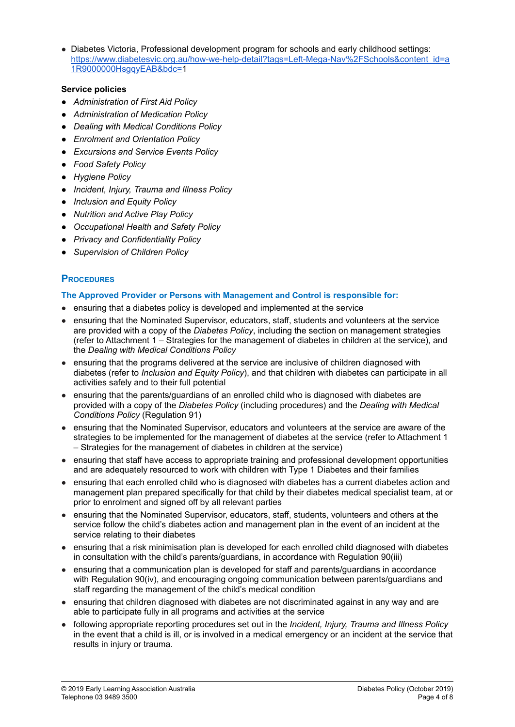- Diabetes Victoria, Professional development program for schools and early childhood settings: https://www.diabetesvic.org.au/how-we-help-detail?tags=Left-Mega-Nav%2FSchools&content_id=a1R9000000HsgqyEAB&bdc=1

**Service policies**

- *Administration of First Aid Policy*
- *Administration of Medication Policy*
- *Dealing with Medical Conditions Policy*
- *Enrolment and Orientation Policy*
- *Excursions and Service Events Policy*
- *Food Safety Policy*
- *Hygiene Policy*
- *Incident, Injury, Trauma and Illness Policy*
- *Inclusion and Equity Policy*
- *Nutrition and Active Play Policy*
- *Occupational Health and Safety Policy*
- *Privacy and Confidentiality Policy*
- *Supervision of Children Policy*

## Procedures

### The Approved Provider or Persons with Management and Control is responsible for:

- ensuring that a diabetes policy is developed and implemented at the service
- ensuring that the Nominated Supervisor, educators, staff, students and volunteers at the service are provided with a copy of the *Diabetes Policy*, including the section on management strategies (refer to Attachment 1 – Strategies for the management of diabetes in children at the service), and the *Dealing with Medical Conditions Policy*
- ensuring that the programs delivered at the service are inclusive of children diagnosed with diabetes (refer to *Inclusion and Equity Policy*), and that children with diabetes can participate in all activities safely and to their full potential
- ensuring that the parents/guardians of an enrolled child who is diagnosed with diabetes are provided with a copy of the *Diabetes Policy* (including procedures) and the *Dealing with Medical Conditions Policy* (Regulation 91)
- ensuring that the Nominated Supervisor, educators and volunteers at the service are aware of the strategies to be implemented for the management of diabetes at the service (refer to Attachment 1 – Strategies for the management of diabetes in children at the service)
- ensuring that staff have access to appropriate training and professional development opportunities and are adequately resourced to work with children with Type 1 Diabetes and their families
- ensuring that each enrolled child who is diagnosed with diabetes has a current diabetes action and management plan prepared specifically for that child by their diabetes medical specialist team, at or prior to enrolment and signed off by all relevant parties
- ensuring that the Nominated Supervisor, educators, staff, students, volunteers and others at the service follow the child's diabetes action and management plan in the event of an incident at the service relating to their diabetes
- ensuring that a risk minimisation plan is developed for each enrolled child diagnosed with diabetes in consultation with the child's parents/guardians, in accordance with Regulation 90(iii)
- ensuring that a communication plan is developed for staff and parents/guardians in accordance with Regulation 90(iv), and encouraging ongoing communication between parents/guardians and staff regarding the management of the child's medical condition
- ensuring that children diagnosed with diabetes are not discriminated against in any way and are able to participate fully in all programs and activities at the service
- following appropriate reporting procedures set out in the *Incident, Injury, Trauma and Illness Policy* in the event that a child is ill, or is involved in a medical emergency or an incident at the service that results in injury or trauma.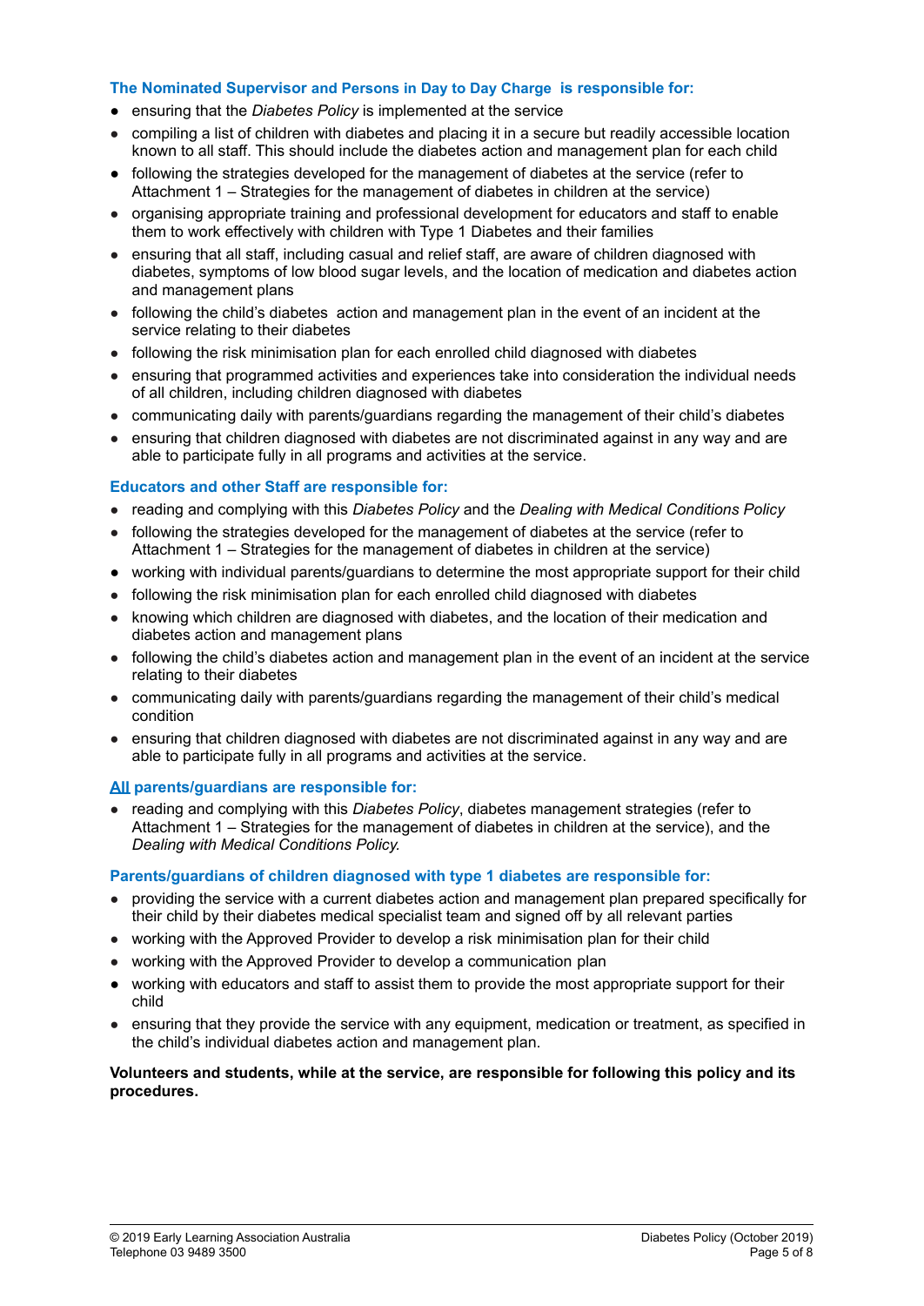**The Nominated Supervisor and Persons in Day to Day Charge is responsible for:**

- ensuring that the *Diabetes Policy* is implemented at the service
- compiling a list of children with diabetes and placing it in a secure but readily accessible location known to all staff. This should include the diabetes action and management plan for each child
- following the strategies developed for the management of diabetes at the service (refer to Attachment 1 – Strategies for the management of diabetes in children at the service)
- organising appropriate training and professional development for educators and staff to enable them to work effectively with children with Type 1 Diabetes and their families
- ensuring that all staff, including casual and relief staff, are aware of children diagnosed with diabetes, symptoms of low blood sugar levels, and the location of medication and diabetes action and management plans
- following the child's diabetes action and management plan in the event of an incident at the service relating to their diabetes
- following the risk minimisation plan for each enrolled child diagnosed with diabetes
- ensuring that programmed activities and experiences take into consideration the individual needs of all children, including children diagnosed with diabetes
- communicating daily with parents/guardians regarding the management of their child's diabetes
- ensuring that children diagnosed with diabetes are not discriminated against in any way and are able to participate fully in all programs and activities at the service.

**Educators and other Staff are responsible for:**

- reading and complying with this *Diabetes Policy* and the *Dealing with Medical Conditions Policy*
- following the strategies developed for the management of diabetes at the service (refer to Attachment 1 – Strategies for the management of diabetes in children at the service)
- working with individual parents/guardians to determine the most appropriate support for their child
- following the risk minimisation plan for each enrolled child diagnosed with diabetes
- knowing which children are diagnosed with diabetes, and the location of their medication and diabetes action and management plans
- following the child's diabetes action and management plan in the event of an incident at the service relating to their diabetes
- communicating daily with parents/guardians regarding the management of their child's medical condition
- ensuring that children diagnosed with diabetes are not discriminated against in any way and are able to participate fully in all programs and activities at the service.

**<u>All</u> parents/guardians are responsible for:**

- reading and complying with this *Diabetes Policy*, diabetes management strategies (refer to Attachment 1 – Strategies for the management of diabetes in children at the service), and the *Dealing with Medical Conditions Policy.*

**Parents/guardians of children diagnosed with type 1 diabetes are responsible for:**

- providing the service with a current diabetes action and management plan prepared specifically for their child by their diabetes medical specialist team and signed off by all relevant parties
- working with the Approved Provider to develop a risk minimisation plan for their child
- working with the Approved Provider to develop a communication plan
- working with educators and staff to assist them to provide the most appropriate support for their child
- ensuring that they provide the service with any equipment, medication or treatment, as specified in the child's individual diabetes action and management plan.

**Volunteers and students, while at the service, are responsible for following this policy and its procedures.**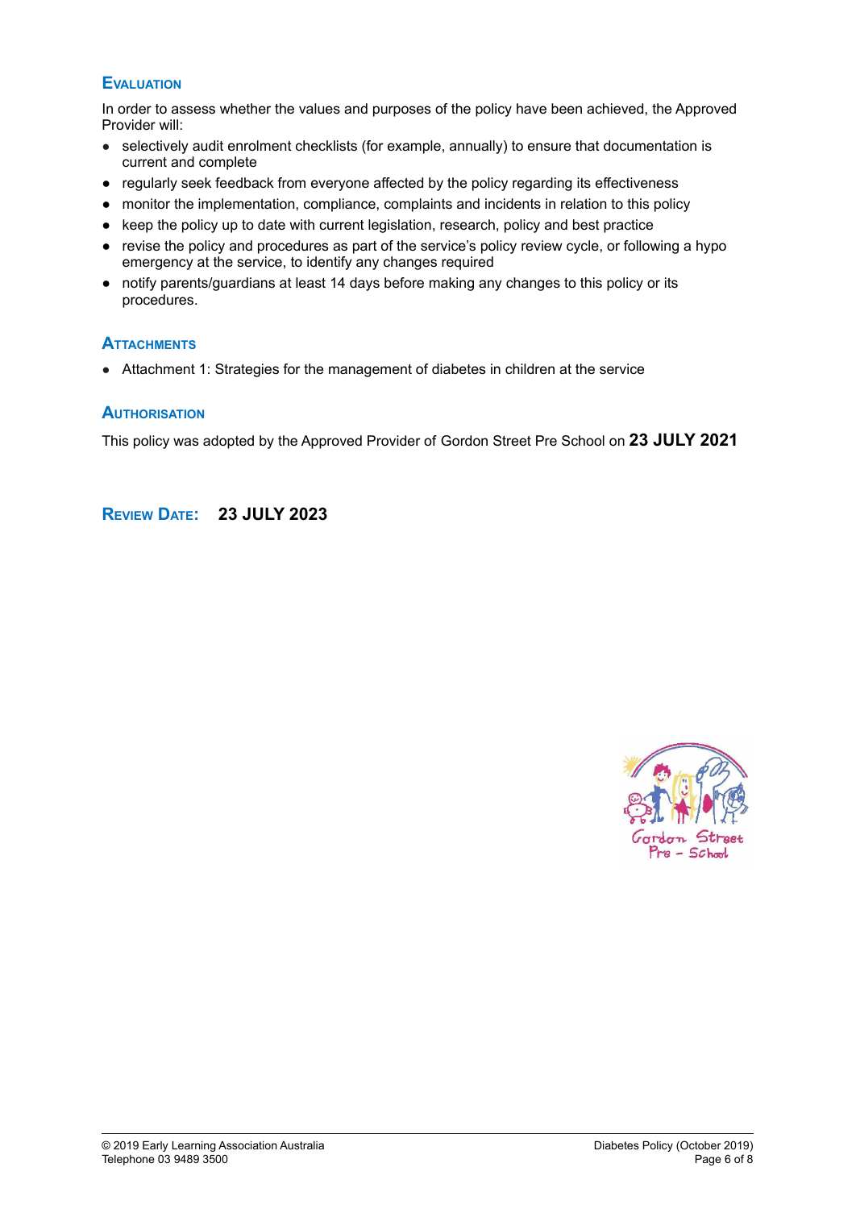## Evaluation

In order to assess whether the values and purposes of the policy have been achieved, the Approved Provider will:

- selectively audit enrolment checklists (for example, annually) to ensure that documentation is current and complete
- regularly seek feedback from everyone affected by the policy regarding its effectiveness
- monitor the implementation, compliance, complaints and incidents in relation to this policy
- keep the policy up to date with current legislation, research, policy and best practice
- revise the policy and procedures as part of the service's policy review cycle, or following a hypo emergency at the service, to identify any changes required
- notify parents/guardians at least 14 days before making any changes to this policy or its procedures.

## Attachments

- Attachment 1: Strategies for the management of diabetes in children at the service

## Authorisation

This policy was adopted by the Approved Provider of Gordon Street Pre School on **23 JULY 2021**

## Review Date: **23 JULY 2023**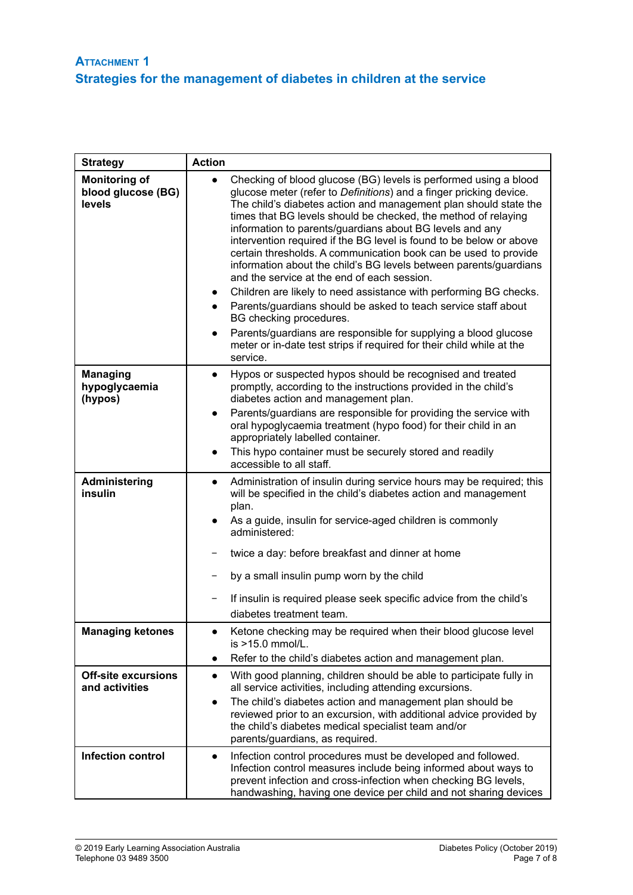## ATTACHMENT 1

## Strategies for the management of diabetes in children at the service

| Strategy | Action |
|---|---|
| **Monitoring of blood glucose (BG) levels** | • Checking of blood glucose (BG) levels is performed using a blood glucose meter (refer to *Definitions*) and a finger pricking device. The child's diabetes action and management plan should state the times that BG levels should be checked, the method of relaying information to parents/guardians about BG levels and any intervention required if the BG level is found to be below or above certain thresholds. A communication book can be used to provide information about the child's BG levels between parents/guardians and the service at the end of each session.<br>• Children are likely to need assistance with performing BG checks.<br>• Parents/guardians should be asked to teach service staff about BG checking procedures.<br>• Parents/guardians are responsible for supplying a blood glucose meter or in-date test strips if required for their child while at the service. |
| **Managing hypoglycaemia (hypos)** | • Hypos or suspected hypos should be recognised and treated promptly, according to the instructions provided in the child's diabetes action and management plan.<br>• Parents/guardians are responsible for providing the service with oral hypoglycaemia treatment (hypo food) for their child in an appropriately labelled container.<br>• This hypo container must be securely stored and readily accessible to all staff. |
| **Administering insulin** | • Administration of insulin during service hours may be required; this will be specified in the child's diabetes action and management plan.<br>• As a guide, insulin for service-aged children is commonly administered:<br>– twice a day: before breakfast and dinner at home<br>– by a small insulin pump worn by the child<br>– If insulin is required please seek specific advice from the child's diabetes treatment team. |
| **Managing ketones** | • Ketone checking may be required when their blood glucose level is >15.0 mmol/L.<br>• Refer to the child's diabetes action and management plan. |
| **Off-site excursions and activities** | • With good planning, children should be able to participate fully in all service activities, including attending excursions.<br>• The child's diabetes action and management plan should be reviewed prior to an excursion, with additional advice provided by the child's diabetes medical specialist team and/or parents/guardians, as required. |
| **Infection control** | • Infection control procedures must be developed and followed. Infection control measures include being informed about ways to prevent infection and cross-infection when checking BG levels, handwashing, having one device per child and not sharing devices |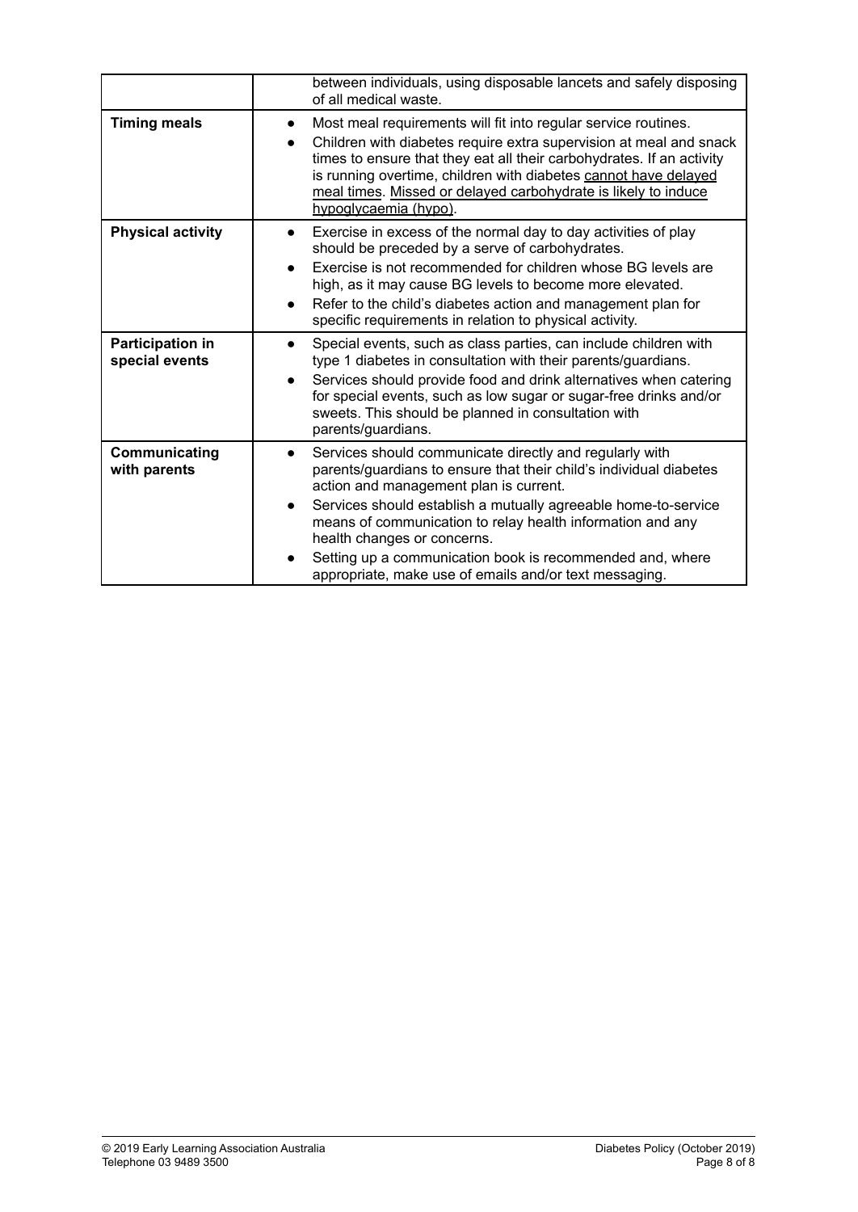| | |
|---|---|
| | between individuals, using disposable lancets and safely disposing of all medical waste. |
| **Timing meals** | • Most meal requirements will fit into regular service routines.<br>• Children with diabetes require extra supervision at meal and snack times to ensure that they eat all their carbohydrates. If an activity is running overtime, children with diabetes <u>cannot have delayed meal times</u>. <u>Missed or delayed carbohydrate is likely to induce hypoglycaemia (hypo)</u>. |
| **Physical activity** | • Exercise in excess of the normal day to day activities of play should be preceded by a serve of carbohydrates.<br>• Exercise is not recommended for children whose BG levels are high, as it may cause BG levels to become more elevated.<br>• Refer to the child's diabetes action and management plan for specific requirements in relation to physical activity. |
| **Participation in special events** | • Special events, such as class parties, can include children with type 1 diabetes in consultation with their parents/guardians.<br>• Services should provide food and drink alternatives when catering for special events, such as low sugar or sugar-free drinks and/or sweets. This should be planned in consultation with parents/guardians. |
| **Communicating with parents** | • Services should communicate directly and regularly with parents/guardians to ensure that their child's individual diabetes action and management plan is current.<br>• Services should establish a mutually agreeable home-to-service means of communication to relay health information and any health changes or concerns.<br>• Setting up a communication book is recommended and, where appropriate, make use of emails and/or text messaging. |